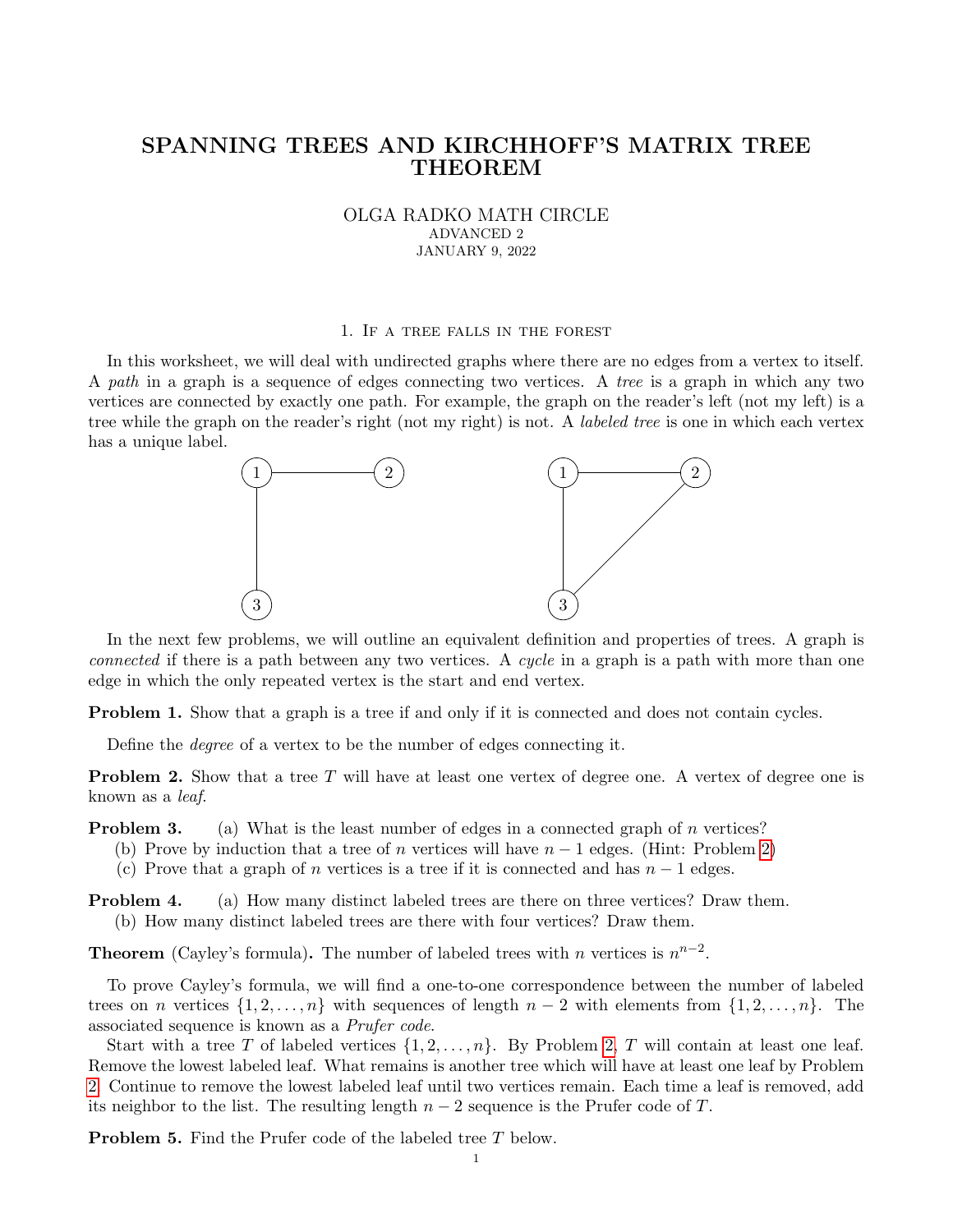# SPANNING TREES AND KIRCHHOFF'S MATRIX TREE THEOREM

OLGA RADKO MATH CIRCLE
ADVANCED 2
JANUARY 9, 2022

## 1. If a tree falls in the forest

In this worksheet, we will deal with undirected graphs where there are no edges from a vertex to itself. A *path* in a graph is a sequence of edges connecting two vertices. A *tree* is a graph in which any two vertices are connected by exactly one path. For example, the graph on the reader's left (not my left) is a tree while the graph on the reader's right (not my right) is not. A *labeled tree* is one in which each vertex has a unique label.

In the next few problems, we will outline an equivalent definition and properties of trees. A graph is *connected* if there is a path between any two vertices. A *cycle* in a graph is a path with more than one edge in which the only repeated vertex is the start and end vertex.

**Problem 1.** Show that a graph is a tree if and only if it is connected and does not contain cycles.

Define the *degree* of a vertex to be the number of edges connecting it.

**Problem 2.** Show that a tree $T$ will have at least one vertex of degree one. A vertex of degree one is known as a *leaf*.

**Problem 3.** (a) What is the least number of edges in a connected graph of $n$ vertices?
(b) Prove by induction that a tree of $n$ vertices will have $n-1$ edges. (Hint: Problem 2)
(c) Prove that a graph of $n$ vertices is a tree if it is connected and has $n-1$ edges.

**Problem 4.** (a) How many distinct labeled trees are there on three vertices? Draw them.
(b) How many distinct labeled trees are there with four vertices? Draw them.

**Theorem** (Cayley's formula)**.** The number of labeled trees with $n$ vertices is $n^{n-2}$.

To prove Cayley's formula, we will find a one-to-one correspondence between the number of labeled trees on $n$ vertices $\{1, 2, \ldots, n\}$ with sequences of length $n-2$ with elements from $\{1, 2, \ldots, n\}$. The associated sequence is known as a *Prufer code*.

Start with a tree $T$ of labeled vertices $\{1, 2, \ldots, n\}$. By Problem 2, $T$ will contain at least one leaf. Remove the lowest labeled leaf. What remains is another tree which will have at least one leaf by Problem 2. Continue to remove the lowest labeled leaf until two vertices remain. Each time a leaf is removed, add its neighbor to the list. The resulting length $n-2$ sequence is the Prufer code of $T$.

**Problem 5.** Find the Prufer code of the labeled tree $T$ below.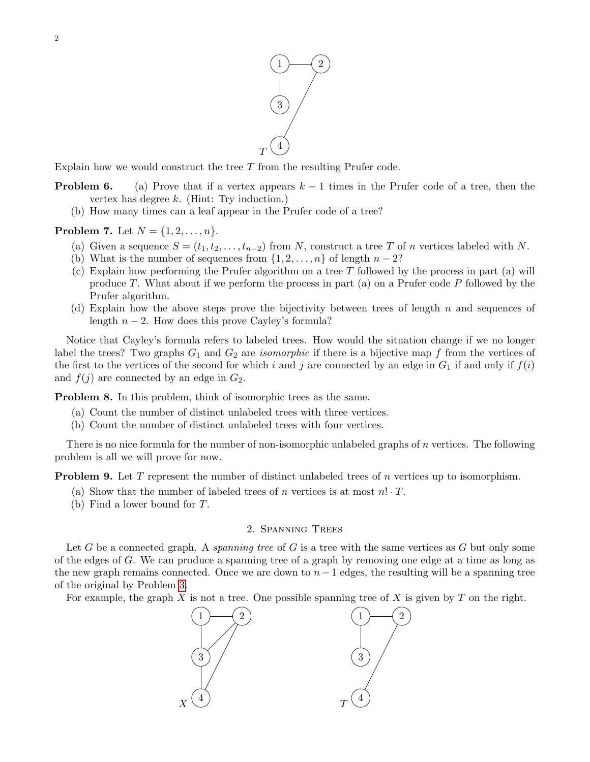Explain how we would construct the tree $T$ from the resulting Prufer code.

**Problem 6.** (a) Prove that if a vertex appears $k-1$ times in the Prufer code of a tree, then the vertex has degree $k$. (Hint: Try induction.)

(b) How many times can a leaf appear in the Prufer code of a tree?

**Problem 7.** Let $N = \{1, 2, \ldots, n\}$.

(a) Given a sequence $S = (t_1, t_2, \ldots, t_{n-2})$ from $N$, construct a tree $T$ of $n$ vertices labeled with $N$.

(b) What is the number of sequences from $\{1, 2, \ldots, n\}$ of length $n-2$?

(c) Explain how performing the Prufer algorithm on a tree $T$ followed by the process in part (a) will produce $T$. What about if we perform the process in part (a) on a Prufer code $P$ followed by the Prufer algorithm.

(d) Explain how the above steps prove the bijectivity between trees of length $n$ and sequences of length $n-2$. How does this prove Cayley's formula?

Notice that Cayley's formula refers to labeled trees. How would the situation change if we no longer label the trees? Two graphs $G_1$ and $G_2$ are *isomorphic* if there is a bijective map $f$ from the vertices of the first to the vertices of the second for which $i$ and $j$ are connected by an edge in $G_1$ if and only if $f(i)$ and $f(j)$ are connected by an edge in $G_2$.

**Problem 8.** In this problem, think of isomorphic trees as the same.

(a) Count the number of distinct unlabeled trees with three vertices.

(b) Count the number of distinct unlabeled trees with four vertices.

There is no nice formula for the number of non-isomorphic unlabeled graphs of $n$ vertices. The following problem is all we will prove for now.

**Problem 9.** Let $T$ represent the number of distinct unlabeled trees of $n$ vertices up to isomorphism.

(a) Show that the number of labeled trees of $n$ vertices is at most $n! \cdot T$.

(b) Find a lower bound for $T$.

## 2. Spanning Trees

Let $G$ be a connected graph. A *spanning tree* of $G$ is a tree with the same vertices as $G$ but only some of the edges of $G$. We can produce a spanning tree of a graph by removing one edge at a time as long as the new graph remains connected. Once we are down to $n-1$ edges, the resulting will be a spanning tree of the original by Problem 3.

For example, the graph $X$ is not a tree. One possible spanning tree of $X$ is given by $T$ on the right.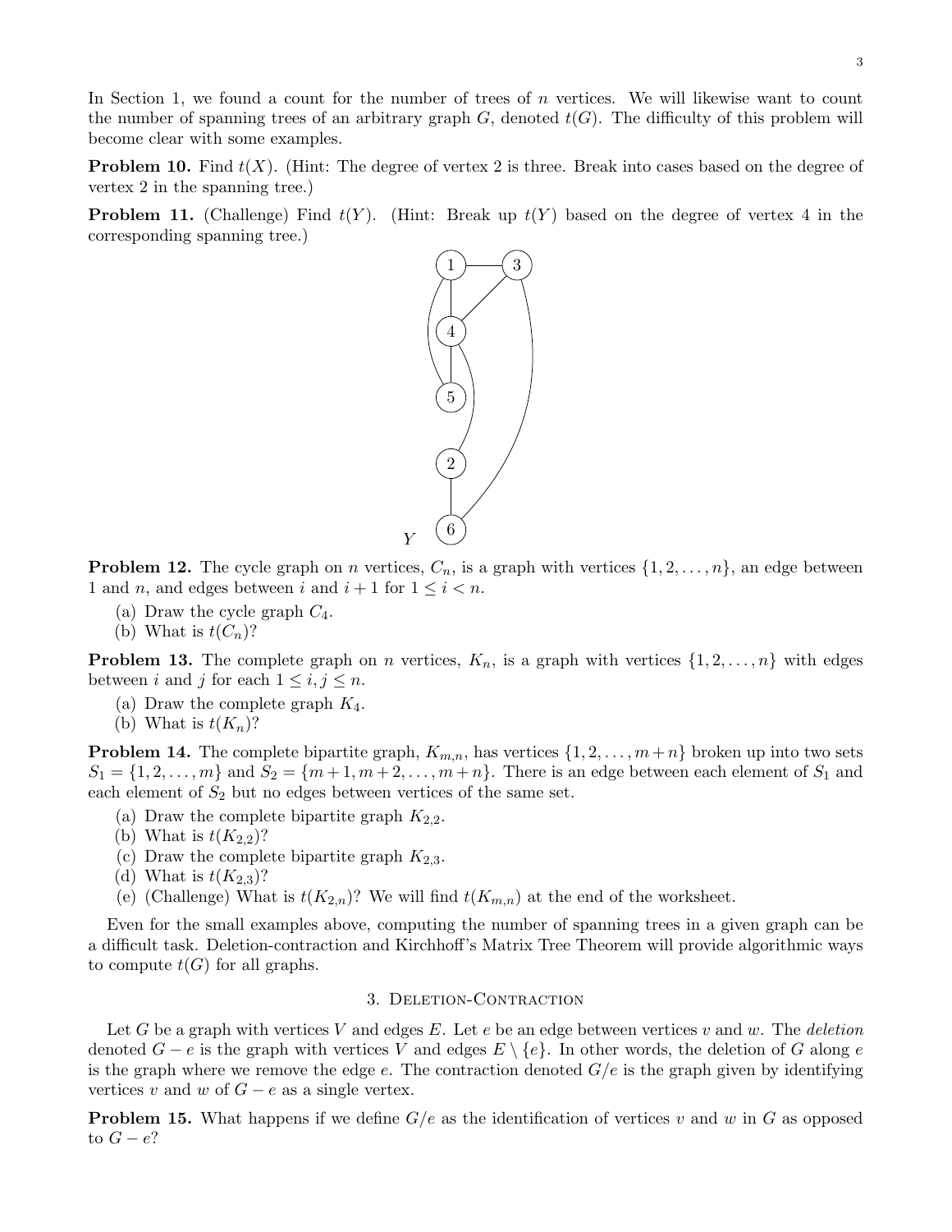In Section 1, we found a count for the number of trees of $n$ vertices. We will likewise want to count the number of spanning trees of an arbitrary graph $G$, denoted $t(G)$. The difficulty of this problem will become clear with some examples.

**Problem 10.** Find $t(X)$. (Hint: The degree of vertex 2 is three. Break into cases based on the degree of vertex 2 in the spanning tree.)

**Problem 11.** (Challenge) Find $t(Y)$. (Hint: Break up $t(Y)$ based on the degree of vertex 4 in the corresponding spanning tree.)

$Y$

**Problem 12.** The cycle graph on $n$ vertices, $C_n$, is a graph with vertices $\{1, 2, \ldots, n\}$, an edge between 1 and $n$, and edges between $i$ and $i+1$ for $1 \leq i < n$.

(a) Draw the cycle graph $C_4$.
(b) What is $t(C_n)$?

**Problem 13.** The complete graph on $n$ vertices, $K_n$, is a graph with vertices $\{1, 2, \ldots, n\}$ with edges between $i$ and $j$ for each $1 \leq i, j \leq n$.

(a) Draw the complete graph $K_4$.
(b) What is $t(K_n)$?

**Problem 14.** The complete bipartite graph, $K_{m,n}$, has vertices $\{1, 2, \ldots, m+n\}$ broken up into two sets $S_1 = \{1, 2, \ldots, m\}$ and $S_2 = \{m+1, m+2, \ldots, m+n\}$. There is an edge between each element of $S_1$ and each element of $S_2$ but no edges between vertices of the same set.

(a) Draw the complete bipartite graph $K_{2,2}$.
(b) What is $t(K_{2,2})$?
(c) Draw the complete bipartite graph $K_{2,3}$.
(d) What is $t(K_{2,3})$?
(e) (Challenge) What is $t(K_{2,n})$? We will find $t(K_{m,n})$ at the end of the worksheet.

Even for the small examples above, computing the number of spanning trees in a given graph can be a difficult task. Deletion-contraction and Kirchhoff's Matrix Tree Theorem will provide algorithmic ways to compute $t(G)$ for all graphs.

## 3. Deletion-Contraction

Let $G$ be a graph with vertices $V$ and edges $E$. Let $e$ be an edge between vertices $v$ and $w$. The *deletion* denoted $G - e$ is the graph with vertices $V$ and edges $E \setminus \{e\}$. In other words, the deletion of $G$ along $e$ is the graph where we remove the edge $e$. The contraction denoted $G/e$ is the graph given by identifying vertices $v$ and $w$ of $G - e$ as a single vertex.

**Problem 15.** What happens if we define $G/e$ as the identification of vertices $v$ and $w$ in $G$ as opposed to $G - e$?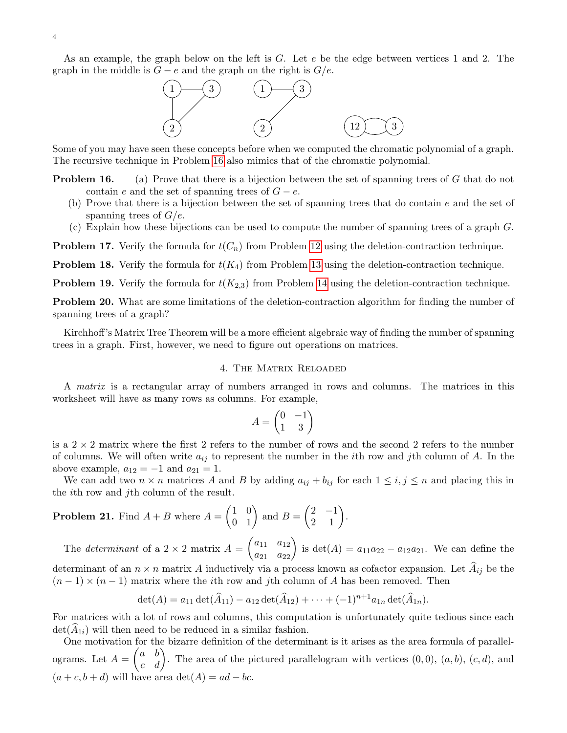As an example, the graph below on the left is $G$. Let $e$ be the edge between vertices 1 and 2. The graph in the middle is $G - e$ and the graph on the right is $G/e$.

Some of you may have seen these concepts before when we computed the chromatic polynomial of a graph. The recursive technique in Problem 16 also mimics that of the chromatic polynomial.

**Problem 16.** (a) Prove that there is a bijection between the set of spanning trees of $G$ that do not contain $e$ and the set of spanning trees of $G - e$.

(b) Prove that there is a bijection between the set of spanning trees that do contain $e$ and the set of spanning trees of $G/e$.

(c) Explain how these bijections can be used to compute the number of spanning trees of a graph $G$.

**Problem 17.** Verify the formula for $t(C_n)$ from Problem 12 using the deletion-contraction technique.

**Problem 18.** Verify the formula for $t(K_4)$ from Problem 13 using the deletion-contraction technique.

**Problem 19.** Verify the formula for $t(K_{2,3})$ from Problem 14 using the deletion-contraction technique.

**Problem 20.** What are some limitations of the deletion-contraction algorithm for finding the number of spanning trees of a graph?

Kirchhoff's Matrix Tree Theorem will be a more efficient algebraic way of finding the number of spanning trees in a graph. First, however, we need to figure out operations on matrices.

## 4. The Matrix Reloaded

A *matrix* is a rectangular array of numbers arranged in rows and columns. The matrices in this worksheet will have as many rows as columns. For example,

$$A = \begin{pmatrix} 0 & -1 \\ 1 & 3 \end{pmatrix}$$

is a $2 \times 2$ matrix where the first 2 refers to the number of rows and the second 2 refers to the number of columns. We will often write $a_{ij}$ to represent the number in the $i$th row and $j$th column of $A$. In the above example, $a_{12} = -1$ and $a_{21} = 1$.

We can add two $n \times n$ matrices $A$ and $B$ by adding $a_{ij} + b_{ij}$ for each $1 \leq i, j \leq n$ and placing this in the $i$th row and $j$th column of the result.

**Problem 21.** Find $A + B$ where $A = \begin{pmatrix} 1 & 0 \\ 0 & 1 \end{pmatrix}$ and $B = \begin{pmatrix} 2 & -1 \\ 2 & 1 \end{pmatrix}$.

The *determinant* of a $2 \times 2$ matrix $A = \begin{pmatrix} a_{11} & a_{12} \\ a_{21} & a_{22} \end{pmatrix}$ is $\det(A) = a_{11}a_{22} - a_{12}a_{21}$. We can define the determinant of an $n \times n$ matrix $A$ inductively via a process known as cofactor expansion. Let $\widehat{A}_{ij}$ be the $(n-1) \times (n-1)$ matrix where the $i$th row and $j$th column of $A$ has been removed. Then

$$\det(A) = a_{11}\det(\widehat{A}_{11}) - a_{12}\det(\widehat{A}_{12}) + \cdots + (-1)^{n+1}a_{1n}\det(\widehat{A}_{1n}).$$

For matrices with a lot of rows and columns, this computation is unfortunately quite tedious since each $\det(\widehat{A}_{1i})$ will then need to be reduced in a similar fashion.

One motivation for the bizarre definition of the determinant is it arises as the area formula of parallelograms. Let $A = \begin{pmatrix} a & b \\ c & d \end{pmatrix}$. The area of the pictured parallelogram with vertices $(0,0)$, $(a,b)$, $(c,d)$, and $(a+c, b+d)$ will have area $\det(A) = ad - bc$.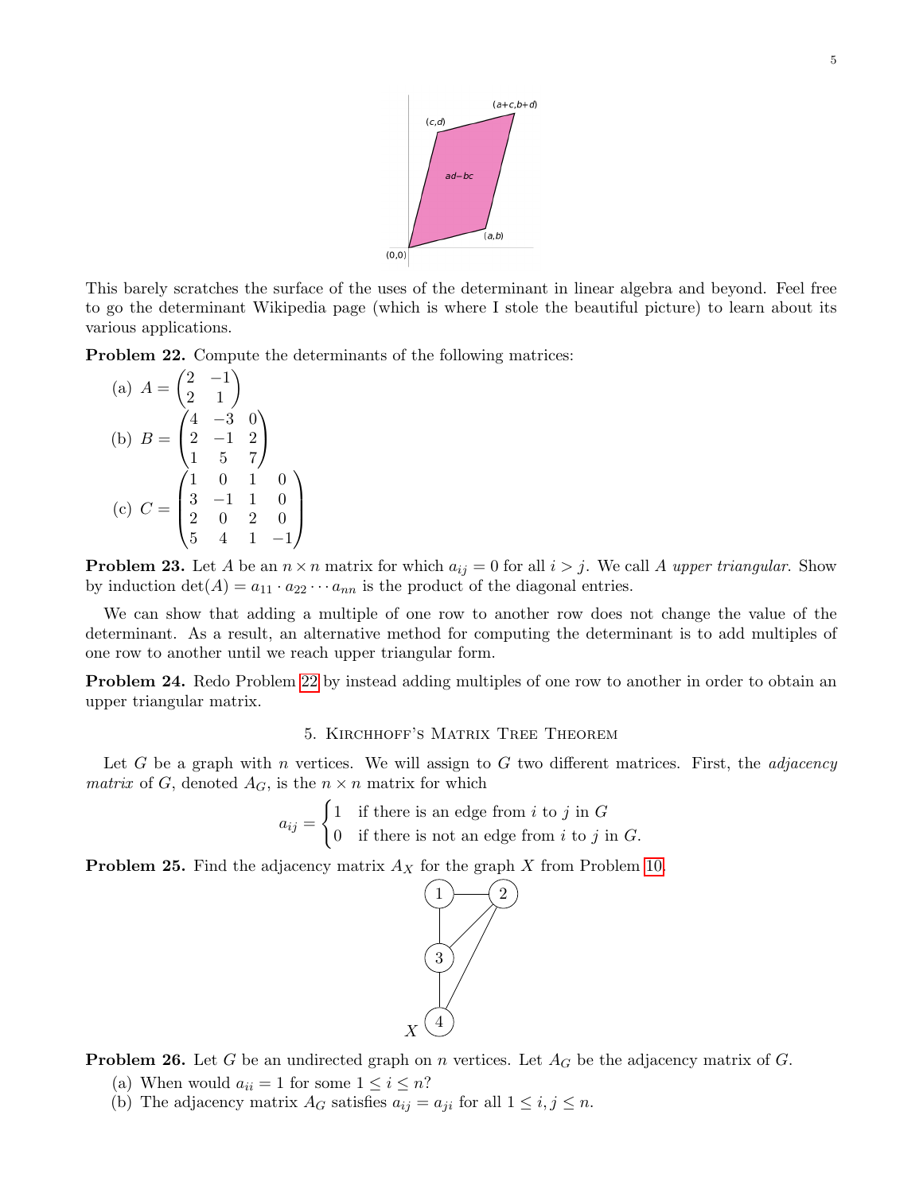This barely scratches the surface of the uses of the determinant in linear algebra and beyond. Feel free to go the determinant Wikipedia page (which is where I stole the beautiful picture) to learn about its various applications.

**Problem 22.** Compute the determinants of the following matrices:

(a) $A = \begin{pmatrix} 2 & -1 \\ 2 & 1 \end{pmatrix}$

(b) $B = \begin{pmatrix} 4 & -3 & 0 \\ 2 & -1 & 2 \\ 1 & 5 & 7 \end{pmatrix}$

(c) $C = \begin{pmatrix} 1 & 0 & 1 & 0 \\ 3 & -1 & 1 & 0 \\ 2 & 0 & 2 & 0 \\ 5 & 4 & 1 & -1 \end{pmatrix}$

**Problem 23.** Let $A$ be an $n \times n$ matrix for which $a_{ij} = 0$ for all $i > j$. We call $A$ *upper triangular*. Show by induction $\det(A) = a_{11} \cdot a_{22} \cdots a_{nn}$ is the product of the diagonal entries.

We can show that adding a multiple of one row to another row does not change the value of the determinant. As a result, an alternative method for computing the determinant is to add multiples of one row to another until we reach upper triangular form.

**Problem 24.** Redo Problem 22 by instead adding multiples of one row to another in order to obtain an upper triangular matrix.

## 5. Kirchhoff's Matrix Tree Theorem

Let $G$ be a graph with $n$ vertices. We will assign to $G$ two different matrices. First, the *adjacency matrix* of $G$, denoted $A_G$, is the $n \times n$ matrix for which

$$a_{ij} = \begin{cases} 1 & \text{if there is an edge from } i \text{ to } j \text{ in } G \\ 0 & \text{if there is not an edge from } i \text{ to } j \text{ in } G. \end{cases}$$

**Problem 25.** Find the adjacency matrix $A_X$ for the graph $X$ from Problem 10.

**Problem 26.** Let $G$ be an undirected graph on $n$ vertices. Let $A_G$ be the adjacency matrix of $G$.

(a) When would $a_{ii} = 1$ for some $1 \leq i \leq n$?

(b) The adjacency matrix $A_G$ satisfies $a_{ij} = a_{ji}$ for all $1 \leq i, j \leq n$.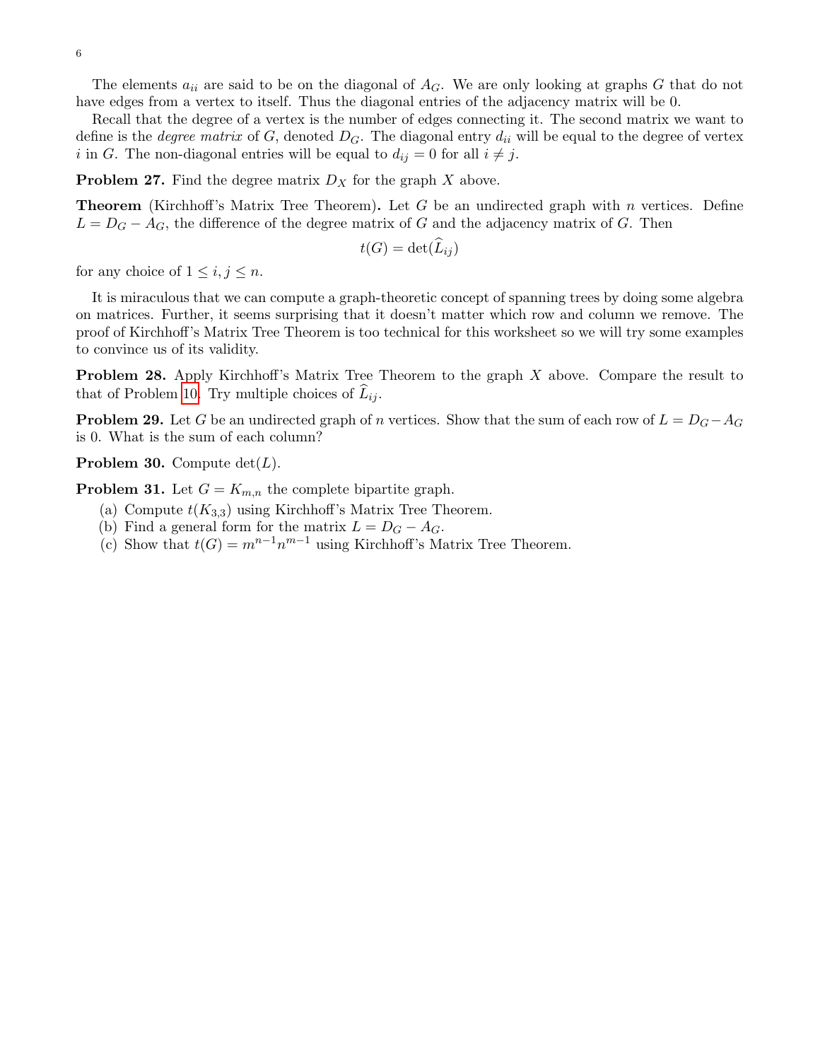The elements $a_{ii}$ are said to be on the diagonal of $A_G$. We are only looking at graphs $G$ that do not have edges from a vertex to itself. Thus the diagonal entries of the adjacency matrix will be 0.

Recall that the degree of a vertex is the number of edges connecting it. The second matrix we want to define is the *degree matrix* of $G$, denoted $D_G$. The diagonal entry $d_{ii}$ will be equal to the degree of vertex $i$ in $G$. The non-diagonal entries will be equal to $d_{ij} = 0$ for all $i \neq j$.

**Problem 27.** Find the degree matrix $D_X$ for the graph $X$ above.

**Theorem** (Kirchhoff's Matrix Tree Theorem)**.** Let $G$ be an undirected graph with $n$ vertices. Define $L = D_G - A_G$, the difference of the degree matrix of $G$ and the adjacency matrix of $G$. Then

$$t(G) = \det(\widehat{L}_{ij})$$

for any choice of $1 \leq i, j \leq n$.

It is miraculous that we can compute a graph-theoretic concept of spanning trees by doing some algebra on matrices. Further, it seems surprising that it doesn't matter which row and column we remove. The proof of Kirchhoff's Matrix Tree Theorem is too technical for this worksheet so we will try some examples to convince us of its validity.

**Problem 28.** Apply Kirchhoff's Matrix Tree Theorem to the graph $X$ above. Compare the result to that of Problem 10. Try multiple choices of $\widehat{L}_{ij}$.

**Problem 29.** Let $G$ be an undirected graph of $n$ vertices. Show that the sum of each row of $L = D_G - A_G$ is 0. What is the sum of each column?

**Problem 30.** Compute $\det(L)$.

**Problem 31.** Let $G = K_{m,n}$ the complete bipartite graph.

(a) Compute $t(K_{3,3})$ using Kirchhoff's Matrix Tree Theorem.
(b) Find a general form for the matrix $L = D_G - A_G$.
(c) Show that $t(G) = m^{n-1}n^{m-1}$ using Kirchhoff's Matrix Tree Theorem.